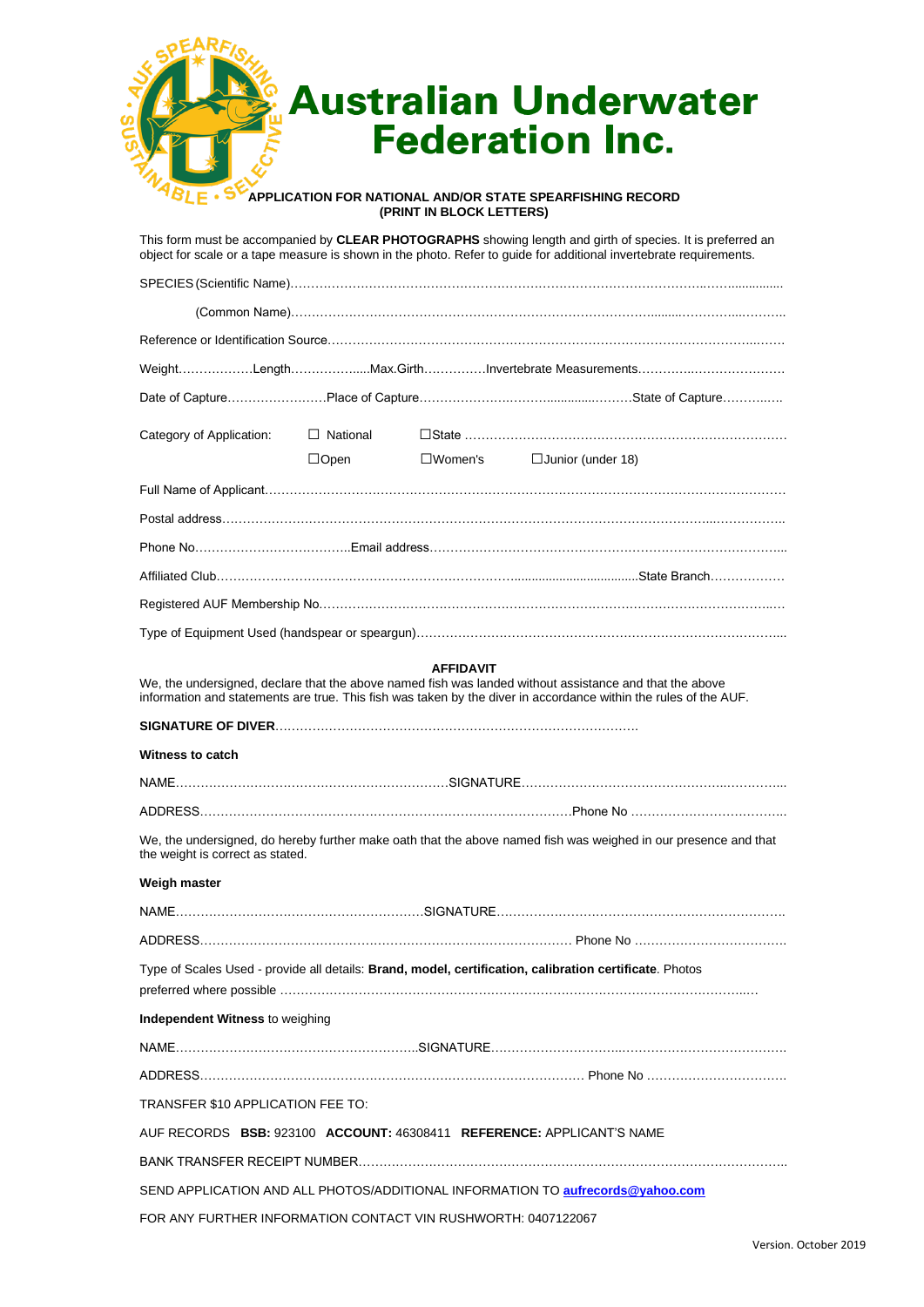# Australian Underwater Federation Inc.

**APPLICATION FOR NATIONAL AND/OR STATE SPEARFISHING RECORD**
**(PRINT IN BLOCK LETTERS)**

This form must be accompanied by **CLEAR PHOTOGRAPHS** showing length and girth of species. It is preferred an object for scale or a tape measure is shown in the photo. Refer to guide for additional invertebrate requirements.

SPECIES (Scientific Name)……………………………………………………………………………………………………………

(Common Name)……………………………………………………………………………………………………………

Reference or Identification Source……………………………………………………………………………………………………

Weight………………Length………………Max.Girth……………Invertebrate Measurements…………………………………

Date of Capture……………………Place of Capture…………………………………………State of Capture…………

Category of Application: ☐ National ☐State ……………………………………………………………………

☐Open ☐Women's ☐Junior (under 18)

Full Name of Applicant……………………………………………………………………………………………………………

Postal address……………………………………………………………………………………………………………………

Phone No……………………………Email address……………………………………………………………………………

Affiliated Club……………………………………………………………………………………State Branch………………

Registered AUF Membership No………………………………………………………………………………………………

Type of Equipment Used (handspear or speargun)……………………………………………………………………………

## AFFIDAVIT

We, the undersigned, declare that the above named fish was landed without assistance and that the above information and statements are true. This fish was taken by the diver in accordance within the rules of the AUF.

**SIGNATURE OF DIVER**……………………………………………………………………………

**Witness to catch**

NAME………………………………………………………SIGNATURE……………………………………………………

ADDRESS………………………………………………………………………………Phone No …………………………………

We, the undersigned, do hereby further make oath that the above named fish was weighed in our presence and that the weight is correct as stated.

**Weigh master**

NAME………………………………………………SIGNATURE……………………………………………………………

ADDRESS……………………………………………………………………………… Phone No ………………………………

Type of Scales Used - provide all details: **Brand, model, certification, calibration certificate**. Photos preferred where possible ……………………………………………………………………………………………………

**Independent Witness** to weighing

NAME………………………………………………SIGNATURE……………………………………………………………

ADDRESS……………………………………………………………………………… Phone No ………………………………

TRANSFER $10 APPLICATION FEE TO:

AUF RECORDS **BSB:** 923100 **ACCOUNT:** 46308411 **REFERENCE:** APPLICANT'S NAME

BANK TRANSFER RECEIPT NUMBER……………………………………………………………………………………………

SEND APPLICATION AND ALL PHOTOS/ADDITIONAL INFORMATION TO **aufrecords@yahoo.com**

FOR ANY FURTHER INFORMATION CONTACT VIN RUSHWORTH: 0407122067

Version. October 2019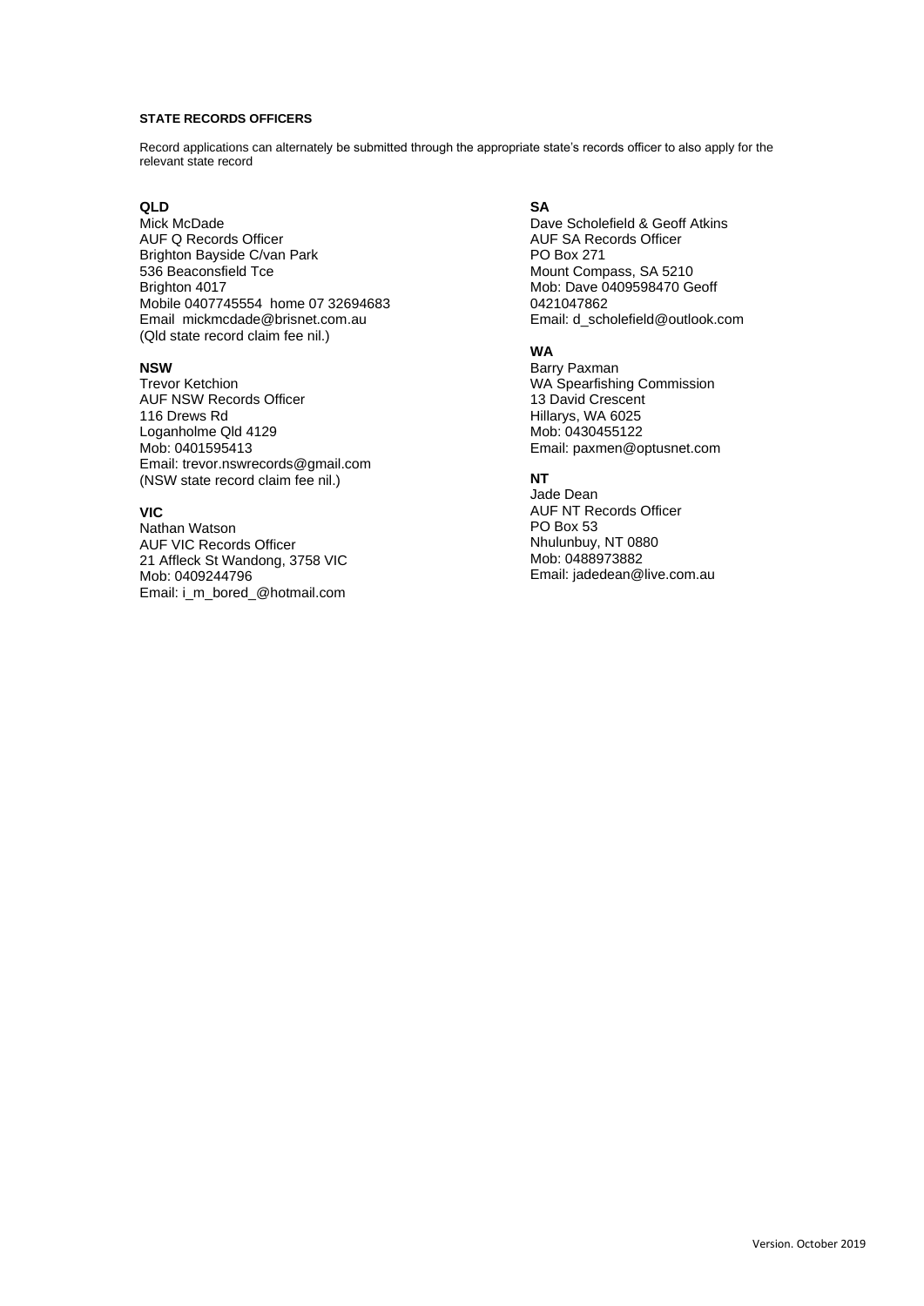**STATE RECORDS OFFICERS**

Record applications can alternately be submitted through the appropriate state's records officer to also apply for the relevant state record

**QLD**
Mick McDade
AUF Q Records Officer
Brighton Bayside C/van Park
536 Beaconsfield Tce
Brighton 4017
Mobile 0407745554 home 07 32694683
Email mickmcdade@brisnet.com.au
(Qld state record claim fee nil.)

**NSW**
Trevor Ketchion
AUF NSW Records Officer
116 Drews Rd
Loganholme Qld 4129
Mob: 0401595413
Email: trevor.nswrecords@gmail.com
(NSW state record claim fee nil.)

**VIC**
Nathan Watson
AUF VIC Records Officer
21 Affleck St Wandong, 3758 VIC
Mob: 0409244796
Email: i_m_bored_@hotmail.com

**SA**
Dave Scholefield & Geoff Atkins
AUF SA Records Officer
PO Box 271
Mount Compass, SA 5210
Mob: Dave 0409598470 Geoff 0421047862
Email: d_scholefield@outlook.com

**WA**
Barry Paxman
WA Spearfishing Commission
13 David Crescent
Hillarys, WA 6025
Mob: 0430455122
Email: paxmen@optusnet.com

**NT**
Jade Dean
AUF NT Records Officer
PO Box 53
Nhulunbuy, NT 0880
Mob: 0488973882
Email: jadedean@live.com.au

Version. October 2019